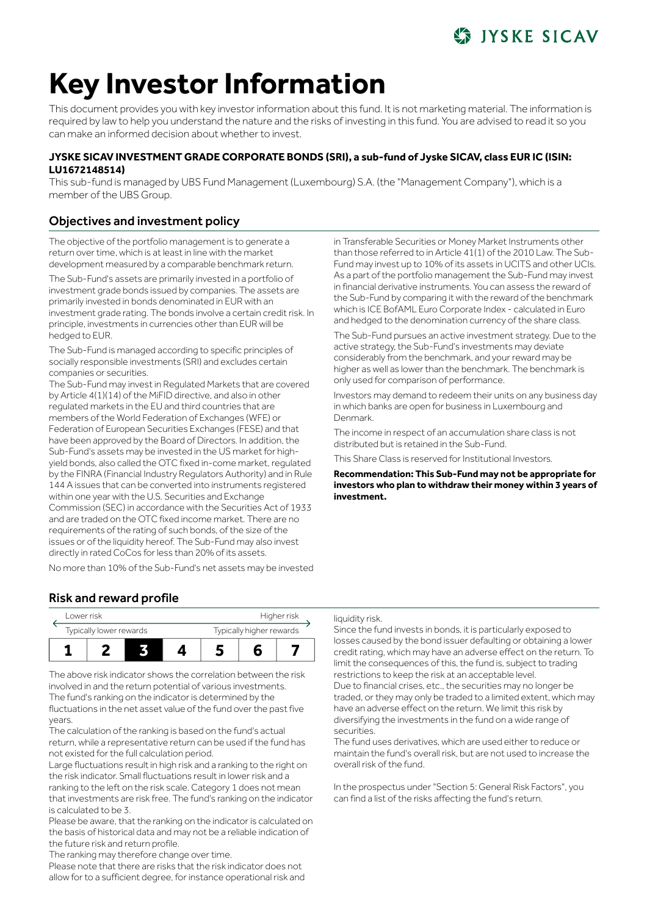# Key Investor Information

This document provides you with key investor information about this fund. It is not marketing material. The information is required by law to help you understand the nature and the risks of investing in this fund. You are advised to read it so you can make an informed decision about whether to invest.

**JYSKE SICAV INVESTMENT GRADE CORPORATE BONDS (SRI), a sub-fund of Jyske SICAV, class EUR IC (ISIN: LU1672148514)**

This sub-fund is managed by UBS Fund Management (Luxembourg) S.A. (the "Management Company"), which is a member of the UBS Group.

## Objectives and investment policy

The objective of the portfolio management is to generate a return over time, which is at least in line with the market development measured by a comparable benchmark return.

The Sub-Fund's assets are primarily invested in a portfolio of investment grade bonds issued by companies. The assets are primarily invested in bonds denominated in EUR with an investment grade rating. The bonds involve a certain credit risk. In principle, investments in currencies other than EUR will be hedged to EUR.

The Sub-Fund is managed according to specific principles of socially responsible investments (SRI) and excludes certain companies or securities.

The Sub-Fund may invest in Regulated Markets that are covered by Article 4(1)(14) of the MiFID directive, and also in other regulated markets in the EU and third countries that are members of the World Federation of Exchanges (WFE) or Federation of European Securities Exchanges (FESE) and that have been approved by the Board of Directors. In addition, the Sub-Fund's assets may be invested in the US market for high-yield bonds, also called the OTC fixed in-come market, regulated by the FINRA (Financial Industry Regulators Authority) and in Rule 144 A issues that can be converted into instruments registered within one year with the U.S. Securities and Exchange Commission (SEC) in accordance with the Securities Act of 1933 and are traded on the OTC fixed income market. There are no requirements of the rating of such bonds, of the size of the issues or of the liquidity hereof. The Sub-Fund may also invest directly in rated CoCos for less than 20% of its assets.

No more than 10% of the Sub-Fund's net assets may be invested in Transferable Securities or Money Market Instruments other than those referred to in Article 41(1) of the 2010 Law. The Sub-Fund may invest up to 10% of its assets in UCITS and other UCIs. As a part of the portfolio management the Sub-Fund may invest in financial derivative instruments. You can assess the reward of the Sub-Fund by comparing it with the reward of the benchmark which is ICE BofAML Euro Corporate Index - calculated in Euro and hedged to the denomination currency of the share class.

The Sub-Fund pursues an active investment strategy. Due to the active strategy, the Sub-Fund's investments may deviate considerably from the benchmark, and your reward may be higher as well as lower than the benchmark. The benchmark is only used for comparison of performance.

Investors may demand to redeem their units on any business day in which banks are open for business in Luxembourg and Denmark.

The income in respect of an accumulation share class is not distributed but is retained in the Sub-Fund.

This Share Class is reserved for Institutional Investors.

**Recommendation: This Sub-Fund may not be appropriate for investors who plan to withdraw their money within 3 years of investment.**

## Risk and reward profile

| Lower risk | | | | | | Higher risk |
|---|---|---|---|---|---|---|
| Typically lower rewards | | | | | | Typically higher rewards |
| 1 | 2 | **3** | 4 | 5 | 6 | 7 |

The above risk indicator shows the correlation between the risk involved in and the return potential of various investments. The fund's ranking on the indicator is determined by the fluctuations in the net asset value of the fund over the past five years.

The calculation of the ranking is based on the fund's actual return, while a representative return can be used if the fund has not existed for the full calculation period.

Large fluctuations result in high risk and a ranking to the right on the risk indicator. Small fluctuations result in lower risk and a ranking to the left on the risk scale. Category 1 does not mean that investments are risk free. The fund's ranking on the indicator is calculated to be 3.

Please be aware, that the ranking on the indicator is calculated on the basis of historical data and may not be a reliable indication of the future risk and return profile.

The ranking may therefore change over time.

Please note that there are risks that the risk indicator does not allow for to a sufficient degree, for instance operational risk and liquidity risk.

Since the fund invests in bonds, it is particularly exposed to losses caused by the bond issuer defaulting or obtaining a lower credit rating, which may have an adverse effect on the return. To limit the consequences of this, the fund is, subject to trading restrictions to keep the risk at an acceptable level.

Due to financial crises, etc., the securities may no longer be traded, or they may only be traded to a limited extent, which may have an adverse effect on the return. We limit this risk by diversifying the investments in the fund on a wide range of securities.

The fund uses derivatives, which are used either to reduce or maintain the fund's overall risk, but are not used to increase the overall risk of the fund.

In the prospectus under "Section 5: General Risk Factors", you can find a list of the risks affecting the fund's return.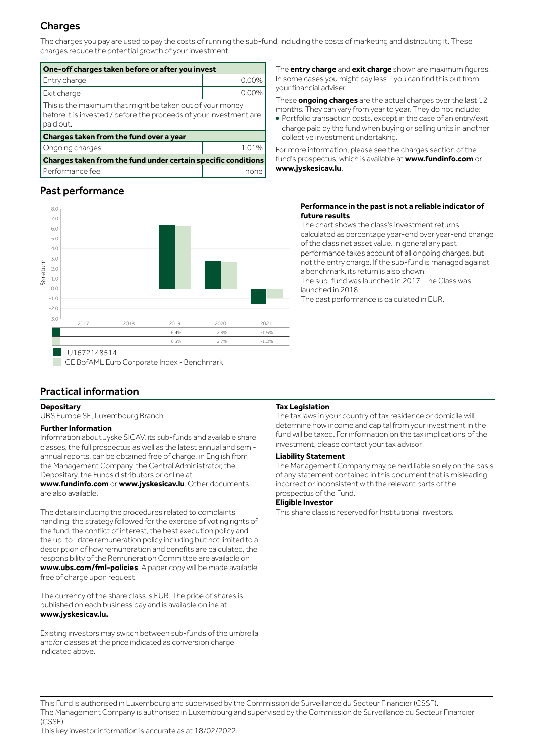## Charges

The charges you pay are used to pay the costs of running the sub-fund, including the costs of marketing and distributing it. These charges reduce the potential growth of your investment.

| One-off charges taken before or after you invest | |
|---|---|
| Entry charge | 0.00% |
| Exit charge | 0.00% |
| This is the maximum that might be taken out of your money before it is invested / before the proceeds of your investment are paid out. | |
| **Charges taken from the fund over a year** | |
| Ongoing charges | 1.01% |
| **Charges taken from the fund under certain specific conditions** | |
| Performance fee | none |

The **entry charge** and **exit charge** shown are maximum figures. In some cases you might pay less – you can find this out from your financial adviser.

These **ongoing charges** are the actual charges over the last 12 months. They can vary from year to year. They do not include:

- Portfolio transaction costs, except in the case of an entry/exit charge paid by the fund when buying or selling units in another collective investment undertaking.

For more information, please see the charges section of the fund's prospectus, which is available at **www.fundinfo.com** or **www.jyskesicav.lu**.

## Past performance

8.0
7.0
6.0
5.0
4.0
3.0
2.0
1.0
0.0
-1.0
-2.0
-3.0

% return

2017 2018 2019 2020 2021

6.4% 2.8% -1.5%

6.3% 2.7% -1.0%

LU1672148514

ICE BofAML Euro Corporate Index - Benchmark

**Performance in the past is not a reliable indicator of future results**

The chart shows the class's investment returns calculated as percentage year-end over year-end change of the class net asset value. In general any past performance takes account of all ongoing charges, but not the entry charge. If the sub-fund is managed against a benchmark, its return is also shown.

The sub-fund was launched in 2017. The Class was launched in 2018.

The past performance is calculated in EUR.

## Practical information

**Depositary**

UBS Europe SE, Luxembourg Branch

**Further Information**

Information about Jyske SICAV, its sub-funds and available share classes, the full prospectus as well as the latest annual and semi-annual reports, can be obtained free of charge, in English from the Management Company, the Central Administrator, the Depositary, the Funds distributors or online at **www.fundinfo.com** or **www.jyskesicav.lu**. Other documents are also available.

The details including the procedures related to complaints handling, the strategy followed for the exercise of voting rights of the fund, the conflict of interest, the best execution policy and the up-to- date remuneration policy including but not limited to a description of how remuneration and benefits are calculated, the responsibility of the Remuneration Committee are available on **www.ubs.com/fml-policies**. A paper copy will be made available free of charge upon request.

The currency of the share class is EUR. The price of shares is published on each business day and is available online at **www.jyskesicav.lu.**

Existing investors may switch between sub-funds of the umbrella and/or classes at the price indicated as conversion charge indicated above.

**Tax Legislation**

The tax laws in your country of tax residence or domicile will determine how income and capital from your investment in the fund will be taxed. For information on the tax implications of the investment, please contact your tax advisor.

**Liability Statement**

The Management Company may be held liable solely on the basis of any statement contained in this document that is misleading, incorrect or inconsistent with the relevant parts of the prospectus of the Fund.

**Eligible Investor**

This share class is reserved for Institutional Investors.

This Fund is authorised in Luxembourg and supervised by the Commission de Surveillance du Secteur Financier (CSSF).
The Management Company is authorised in Luxembourg and supervised by the Commission de Surveillance du Secteur Financier (CSSF).
This key investor information is accurate as at 18/02/2022.